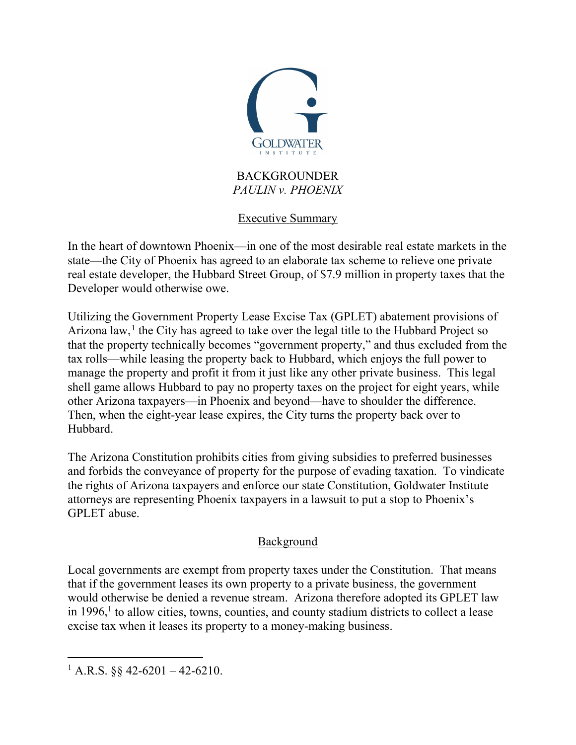GOLDWATER INSTITUTE

# BACKGROUNDER
## *PAULIN v. PHOENIX*

### Executive Summary

In the heart of downtown Phoenix—in one of the most desirable real estate markets in the state—the City of Phoenix has agreed to an elaborate tax scheme to relieve one private real estate developer, the Hubbard Street Group, of $7.9 million in property taxes that the Developer would otherwise owe.

Utilizing the Government Property Lease Excise Tax (GPLET) abatement provisions of Arizona law,[1] the City has agreed to take over the legal title to the Hubbard Project so that the property technically becomes "government property," and thus excluded from the tax rolls—while leasing the property back to Hubbard, which enjoys the full power to manage the property and profit it from it just like any other private business. This legal shell game allows Hubbard to pay no property taxes on the project for eight years, while other Arizona taxpayers—in Phoenix and beyond—have to shoulder the difference. Then, when the eight-year lease expires, the City turns the property back over to Hubbard.

The Arizona Constitution prohibits cities from giving subsidies to preferred businesses and forbids the conveyance of property for the purpose of evading taxation. To vindicate the rights of Arizona taxpayers and enforce our state Constitution, Goldwater Institute attorneys are representing Phoenix taxpayers in a lawsuit to put a stop to Phoenix's GPLET abuse.

### Background

Local governments are exempt from property taxes under the Constitution. That means that if the government leases its own property to a private business, the government would otherwise be denied a revenue stream. Arizona therefore adopted its GPLET law in 1996,[1] to allow cities, towns, counties, and county stadium districts to collect a lease excise tax when it leases its property to a money-making business.

---

[1] A.R.S. §§ 42-6201 – 42-6210.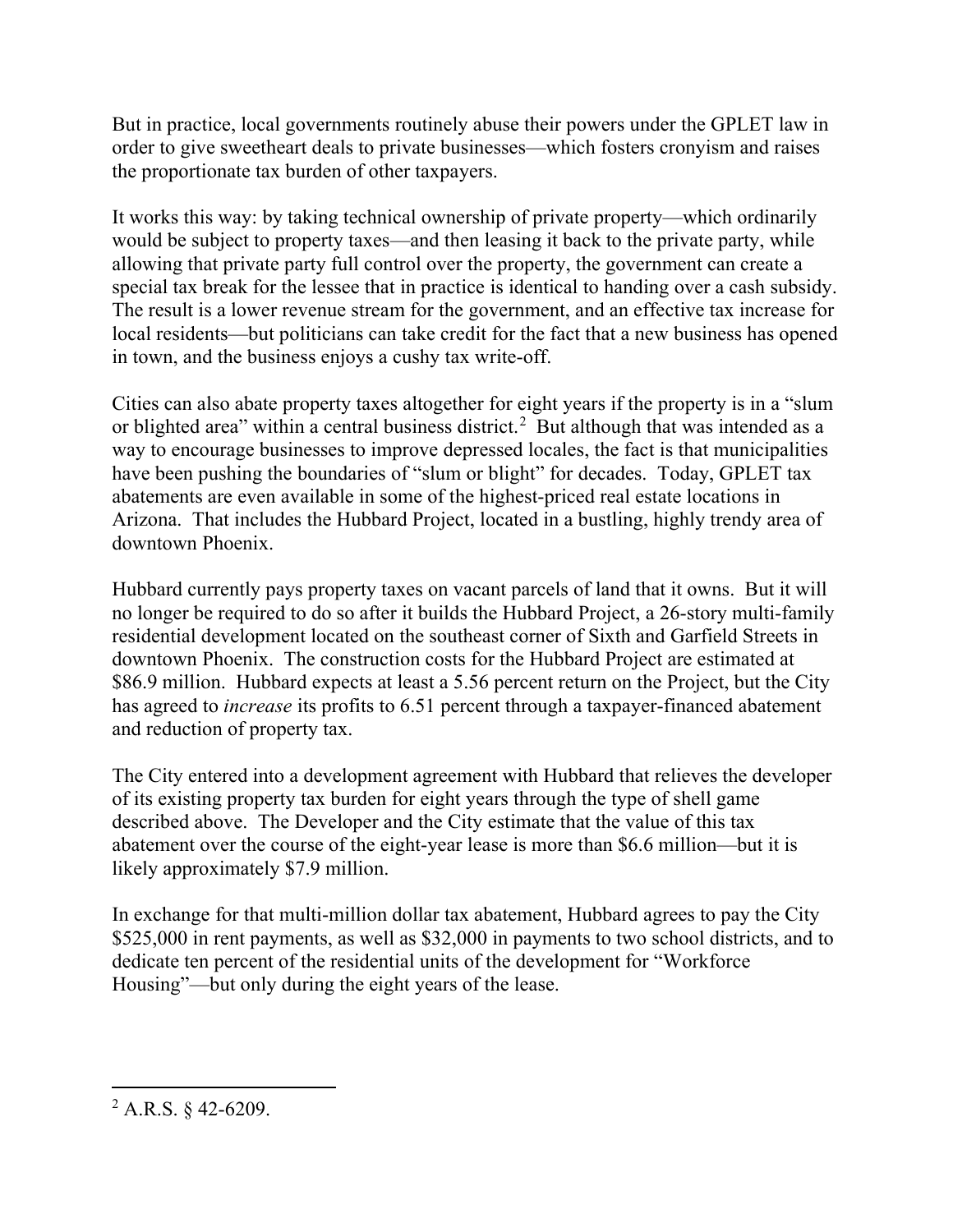But in practice, local governments routinely abuse their powers under the GPLET law in order to give sweetheart deals to private businesses—which fosters cronyism and raises the proportionate tax burden of other taxpayers.

It works this way: by taking technical ownership of private property—which ordinarily would be subject to property taxes—and then leasing it back to the private party, while allowing that private party full control over the property, the government can create a special tax break for the lessee that in practice is identical to handing over a cash subsidy. The result is a lower revenue stream for the government, and an effective tax increase for local residents—but politicians can take credit for the fact that a new business has opened in town, and the business enjoys a cushy tax write-off.

Cities can also abate property taxes altogether for eight years if the property is in a "slum or blighted area" within a central business district.[2] But although that was intended as a way to encourage businesses to improve depressed locales, the fact is that municipalities have been pushing the boundaries of "slum or blight" for decades. Today, GPLET tax abatements are even available in some of the highest-priced real estate locations in Arizona. That includes the Hubbard Project, located in a bustling, highly trendy area of downtown Phoenix.

Hubbard currently pays property taxes on vacant parcels of land that it owns. But it will no longer be required to do so after it builds the Hubbard Project, a 26-story multi-family residential development located on the southeast corner of Sixth and Garfield Streets in downtown Phoenix. The construction costs for the Hubbard Project are estimated at $86.9 million. Hubbard expects at least a 5.56 percent return on the Project, but the City has agreed to *increase* its profits to 6.51 percent through a taxpayer-financed abatement and reduction of property tax.

The City entered into a development agreement with Hubbard that relieves the developer of its existing property tax burden for eight years through the type of shell game described above. The Developer and the City estimate that the value of this tax abatement over the course of the eight-year lease is more than $6.6 million—but it is likely approximately $7.9 million.

In exchange for that multi-million dollar tax abatement, Hubbard agrees to pay the City $525,000 in rent payments, as well as $32,000 in payments to two school districts, and to dedicate ten percent of the residential units of the development for "Workforce Housing"—but only during the eight years of the lease.

[2] A.R.S. § 42-6209.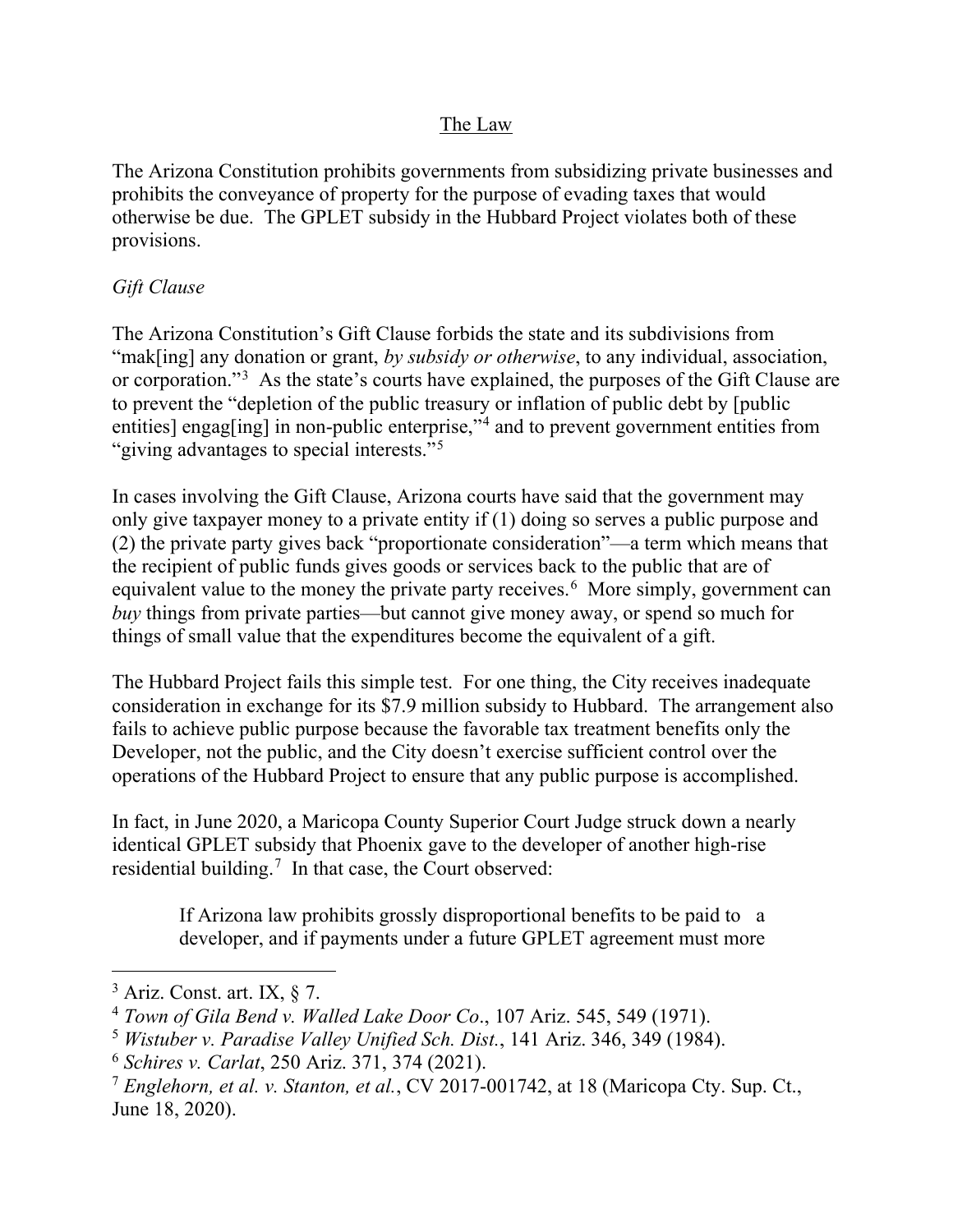## The Law

The Arizona Constitution prohibits governments from subsidizing private businesses and prohibits the conveyance of property for the purpose of evading taxes that would otherwise be due. The GPLET subsidy in the Hubbard Project violates both of these provisions.

*Gift Clause*

The Arizona Constitution's Gift Clause forbids the state and its subdivisions from "mak[ing] any donation or grant, *by subsidy or otherwise*, to any individual, association, or corporation."[3] As the state's courts have explained, the purposes of the Gift Clause are to prevent the "depletion of the public treasury or inflation of public debt by [public entities] engag[ing] in non-public enterprise,"[4] and to prevent government entities from "giving advantages to special interests."[5]

In cases involving the Gift Clause, Arizona courts have said that the government may only give taxpayer money to a private entity if (1) doing so serves a public purpose and (2) the private party gives back "proportionate consideration"—a term which means that the recipient of public funds gives goods or services back to the public that are of equivalent value to the money the private party receives.[6] More simply, government can *buy* things from private parties—but cannot give money away, or spend so much for things of small value that the expenditures become the equivalent of a gift.

The Hubbard Project fails this simple test. For one thing, the City receives inadequate consideration in exchange for its $7.9 million subsidy to Hubbard. The arrangement also fails to achieve public purpose because the favorable tax treatment benefits only the Developer, not the public, and the City doesn't exercise sufficient control over the operations of the Hubbard Project to ensure that any public purpose is accomplished.

In fact, in June 2020, a Maricopa County Superior Court Judge struck down a nearly identical GPLET subsidy that Phoenix gave to the developer of another high-rise residential building.[7] In that case, the Court observed:

> If Arizona law prohibits grossly disproportional benefits to be paid to a developer, and if payments under a future GPLET agreement must more

---

[3] Ariz. Const. art. IX, § 7.

[4] *Town of Gila Bend v. Walled Lake Door Co*., 107 Ariz. 545, 549 (1971).

[5] *Wistuber v. Paradise Valley Unified Sch. Dist.*, 141 Ariz. 346, 349 (1984).

[6] *Schires v. Carlat*, 250 Ariz. 371, 374 (2021).

[7] *Englehorn, et al. v. Stanton, et al.*, CV 2017-001742, at 18 (Maricopa Cty. Sup. Ct., June 18, 2020).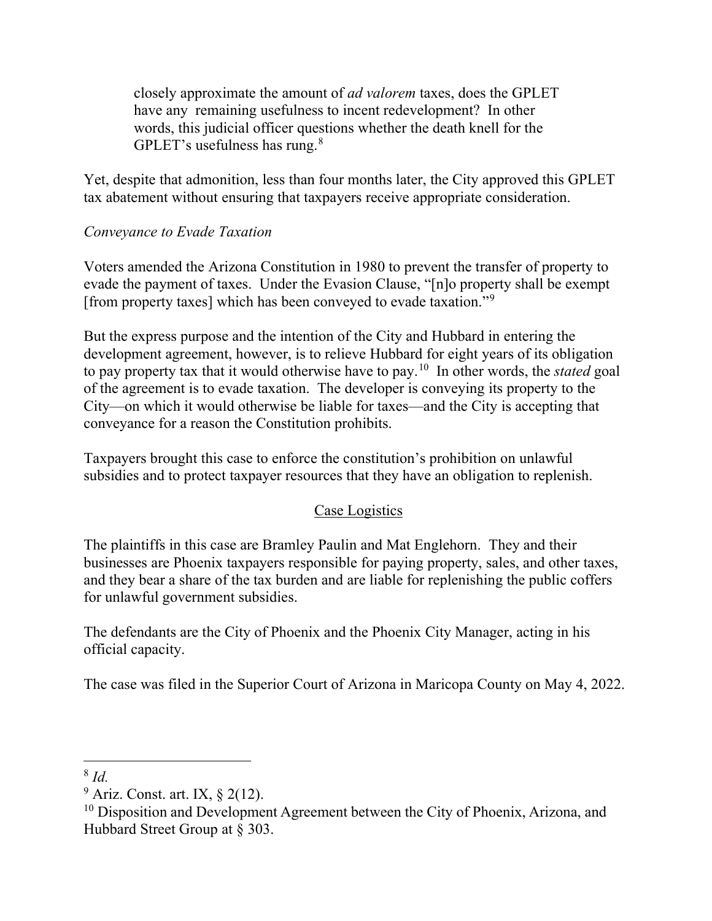> closely approximate the amount of *ad valorem* taxes, does the GPLET have any remaining usefulness to incent redevelopment? In other words, this judicial officer questions whether the death knell for the GPLET's usefulness has rung.[8]

Yet, despite that admonition, less than four months later, the City approved this GPLET tax abatement without ensuring that taxpayers receive appropriate consideration.

*Conveyance to Evade Taxation*

Voters amended the Arizona Constitution in 1980 to prevent the transfer of property to evade the payment of taxes. Under the Evasion Clause, "[n]o property shall be exempt [from property taxes] which has been conveyed to evade taxation."[9]

But the express purpose and the intention of the City and Hubbard in entering the development agreement, however, is to relieve Hubbard for eight years of its obligation to pay property tax that it would otherwise have to pay.[10] In other words, the *stated* goal of the agreement is to evade taxation. The developer is conveying its property to the City—on which it would otherwise be liable for taxes—and the City is accepting that conveyance for a reason the Constitution prohibits.

Taxpayers brought this case to enforce the constitution's prohibition on unlawful subsidies and to protect taxpayer resources that they have an obligation to replenish.

## Case Logistics

The plaintiffs in this case are Bramley Paulin and Mat Englehorn. They and their businesses are Phoenix taxpayers responsible for paying property, sales, and other taxes, and they bear a share of the tax burden and are liable for replenishing the public coffers for unlawful government subsidies.

The defendants are the City of Phoenix and the Phoenix City Manager, acting in his official capacity.

The case was filed in the Superior Court of Arizona in Maricopa County on May 4, 2022.

---

[8] *Id.*

[9] Ariz. Const. art. IX, § 2(12).

[10] Disposition and Development Agreement between the City of Phoenix, Arizona, and Hubbard Street Group at § 303.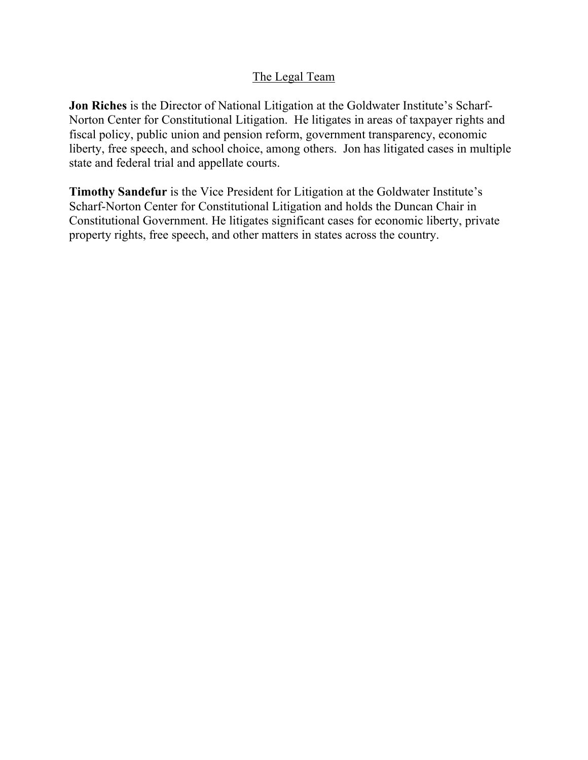## The Legal Team

**Jon Riches** is the Director of National Litigation at the Goldwater Institute's Scharf-Norton Center for Constitutional Litigation. He litigates in areas of taxpayer rights and fiscal policy, public union and pension reform, government transparency, economic liberty, free speech, and school choice, among others. Jon has litigated cases in multiple state and federal trial and appellate courts.

**Timothy Sandefur** is the Vice President for Litigation at the Goldwater Institute's Scharf-Norton Center for Constitutional Litigation and holds the Duncan Chair in Constitutional Government. He litigates significant cases for economic liberty, private property rights, free speech, and other matters in states across the country.